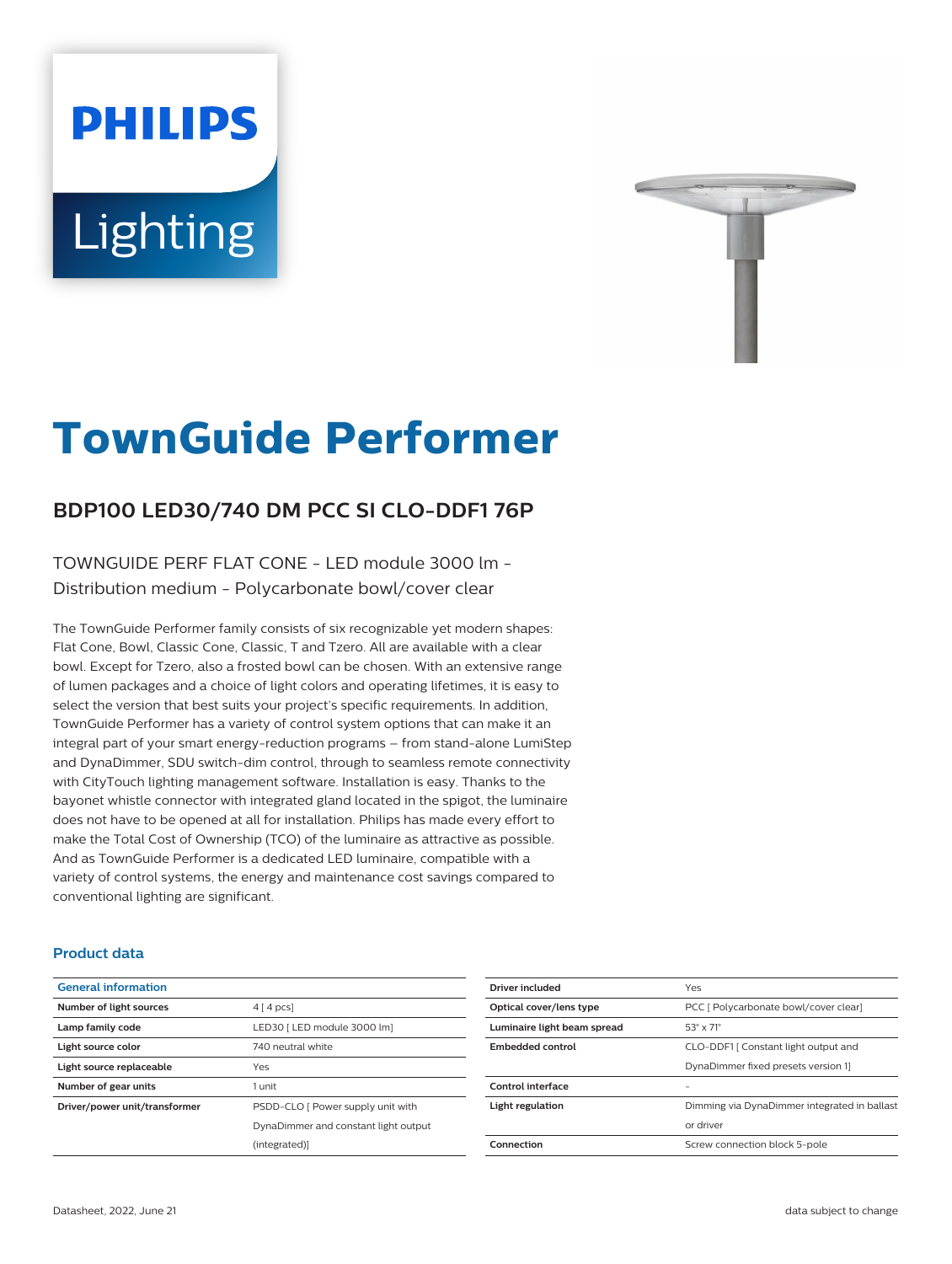PHILIPS

Lighting

# TownGuide Performer

## BDP100 LED30/740 DM PCC SI CLO-DDF1 76P

TOWNGUIDE PERF FLAT CONE - LED module 3000 lm - Distribution medium - Polycarbonate bowl/cover clear

The TownGuide Performer family consists of six recognizable yet modern shapes: Flat Cone, Bowl, Classic Cone, Classic, T and Tzero. All are available with a clear bowl. Except for Tzero, also a frosted bowl can be chosen. With an extensive range of lumen packages and a choice of light colors and operating lifetimes, it is easy to select the version that best suits your project's specific requirements. In addition, TownGuide Performer has a variety of control system options that can make it an integral part of your smart energy-reduction programs – from stand-alone LumiStep and DynaDimmer, SDU switch-dim control, through to seamless remote connectivity with CityTouch lighting management software. Installation is easy. Thanks to the bayonet whistle connector with integrated gland located in the spigot, the luminaire does not have to be opened at all for installation. Philips has made every effort to make the Total Cost of Ownership (TCO) of the luminaire as attractive as possible. And as TownGuide Performer is a dedicated LED luminaire, compatible with a variety of control systems, the energy and maintenance cost savings compared to conventional lighting are significant.

### Product data

| General information | |
|---|---|
| Number of light sources | 4 [ 4 pcs] |
| Lamp family code | LED30 [ LED module 3000 lm] |
| Light source color | 740 neutral white |
| Light source replaceable | Yes |
| Number of gear units | 1 unit |
| Driver/power unit/transformer | PSDD-CLO [ Power supply unit with DynaDimmer and constant light output (integrated)] |

| | |
|---|---|
| Driver included | Yes |
| Optical cover/lens type | PCC [ Polycarbonate bowl/cover clear] |
| Luminaire light beam spread | 53° x 71° |
| Embedded control | CLO-DDF1 [ Constant light output and DynaDimmer fixed presets version 1] |
| Control interface | - |
| Light regulation | Dimming via DynaDimmer integrated in ballast or driver |
| Connection | Screw connection block 5-pole |

Datasheet, 2022, June 21

data subject to change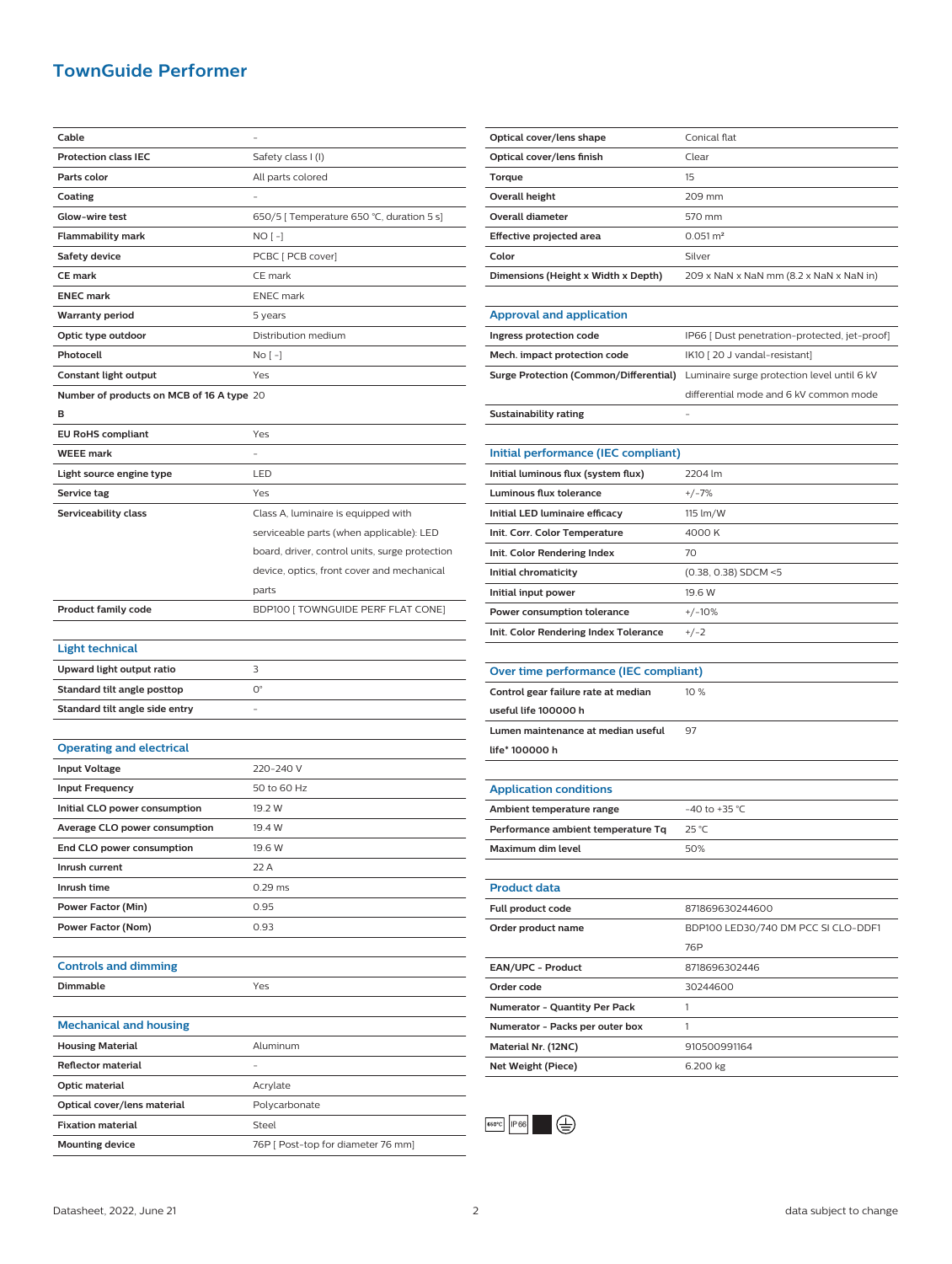# TownGuide Performer

| | |
|---|---|
| Cable | - |
| Protection class IEC | Safety class I (I) |
| Parts color | All parts colored |
| Coating | - |
| Glow-wire test | 650/5 [ Temperature 650 °C, duration 5 s] |
| Flammability mark | NO [ -] |
| Safety device | PCBC [ PCB cover] |
| CE mark | CE mark |
| ENEC mark | ENEC mark |
| Warranty period | 5 years |
| Optic type outdoor | Distribution medium |
| Photocell | No [ -] |
| Constant light output | Yes |
| Number of products on MCB of 16 A type B | 20 |
| EU RoHS compliant | Yes |
| WEEE mark | - |
| Light source engine type | LED |
| Service tag | Yes |
| Serviceability class | Class A, luminaire is equipped with serviceable parts (when applicable): LED board, driver, control units, surge protection device, optics, front cover and mechanical parts |
| Product family code | BDP100 [ TOWNGUIDE PERF FLAT CONE] |

## Light technical

| | |
|---|---|
| Upward light output ratio | 3 |
| Standard tilt angle posttop | 0° |
| Standard tilt angle side entry | - |

## Operating and electrical

| | |
|---|---|
| Input Voltage | 220-240 V |
| Input Frequency | 50 to 60 Hz |
| Initial CLO power consumption | 19.2 W |
| Average CLO power consumption | 19.4 W |
| End CLO power consumption | 19.6 W |
| Inrush current | 22 A |
| Inrush time | 0.29 ms |
| Power Factor (Min) | 0.95 |
| Power Factor (Nom) | 0.93 |

## Controls and dimming

| | |
|---|---|
| Dimmable | Yes |

## Mechanical and housing

| | |
|---|---|
| Housing Material | Aluminum |
| Reflector material | - |
| Optic material | Acrylate |
| Optical cover/lens material | Polycarbonate |
| Fixation material | Steel |
| Mounting device | 76P [ Post-top for diameter 76 mm] |
| Optical cover/lens shape | Conical flat |
| Optical cover/lens finish | Clear |
| Torque | 15 |
| Overall height | 209 mm |
| Overall diameter | 570 mm |
| Effective projected area | 0.051 m² |
| Color | Silver |
| Dimensions (Height x Width x Depth) | 209 x NaN x NaN mm (8.2 x NaN x NaN in) |

## Approval and application

| | |
|---|---|
| Ingress protection code | IP66 [ Dust penetration-protected, jet-proof] |
| Mech. impact protection code | IK10 [ 20 J vandal-resistant] |
| Surge Protection (Common/Differential) | Luminaire surge protection level until 6 kV differential mode and 6 kV common mode |
| Sustainability rating | - |

## Initial performance (IEC compliant)

| | |
|---|---|
| Initial luminous flux (system flux) | 2204 lm |
| Luminous flux tolerance | +/-7% |
| Initial LED luminaire efficacy | 115 lm/W |
| Init. Corr. Color Temperature | 4000 K |
| Init. Color Rendering Index | 70 |
| Initial chromaticity | (0.38, 0.38) SDCM <5 |
| Initial input power | 19.6 W |
| Power consumption tolerance | +/-10% |
| Init. Color Rendering Index Tolerance | +/-2 |

## Over time performance (IEC compliant)

| | |
|---|---|
| Control gear failure rate at median useful life 100000 h | 10 % |
| Lumen maintenance at median useful life* 100000 h | 97 |

## Application conditions

| | |
|---|---|
| Ambient temperature range | -40 to +35 °C |
| Performance ambient temperature Tq | 25 °C |
| Maximum dim level | 50% |

## Product data

| | |
|---|---|
| Full product code | 871869630244600 |
| Order product name | BDP100 LED30/740 DM PCC SI CLO-DDF1 76P |
| EAN/UPC - Product | 8718696302446 |
| Order code | 30244600 |
| Numerator - Quantity Per Pack | 1 |
| Numerator - Packs per outer box | 1 |
| Material Nr. (12NC) | 910500991164 |
| Net Weight (Piece) | 6.200 kg |

650°C IP66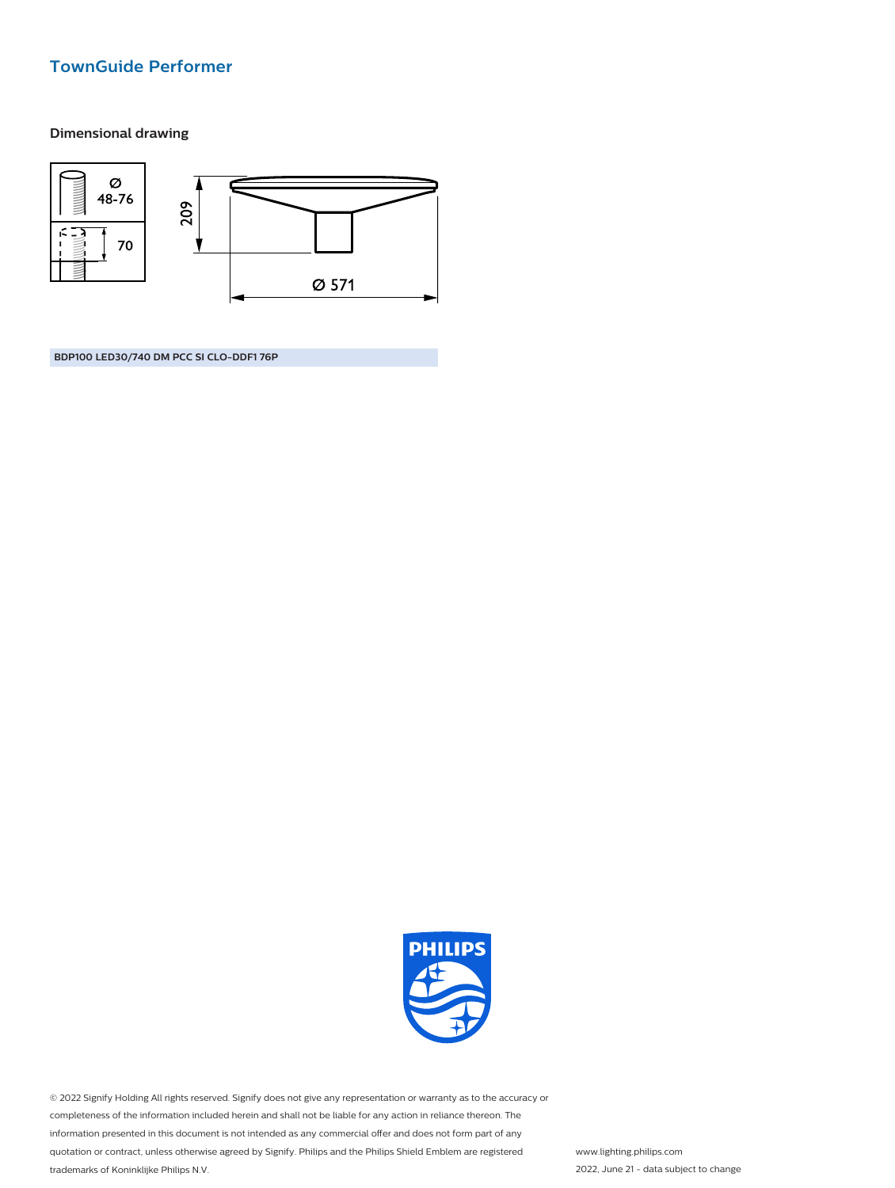## TownGuide Performer

### Dimensional drawing

Ø
48-76

70

209

Ø 571

**BDP100 LED30/740 DM PCC SI CLO-DDF1 76P**

© 2022 Signify Holding All rights reserved. Signify does not give any representation or warranty as to the accuracy or completeness of the information included herein and shall not be liable for any action in reliance thereon. The information presented in this document is not intended as any commercial offer and does not form part of any quotation or contract, unless otherwise agreed by Signify. Philips and the Philips Shield Emblem are registered trademarks of Koninklijke Philips N.V.

www.lighting.philips.com

2022, June 21 - data subject to change